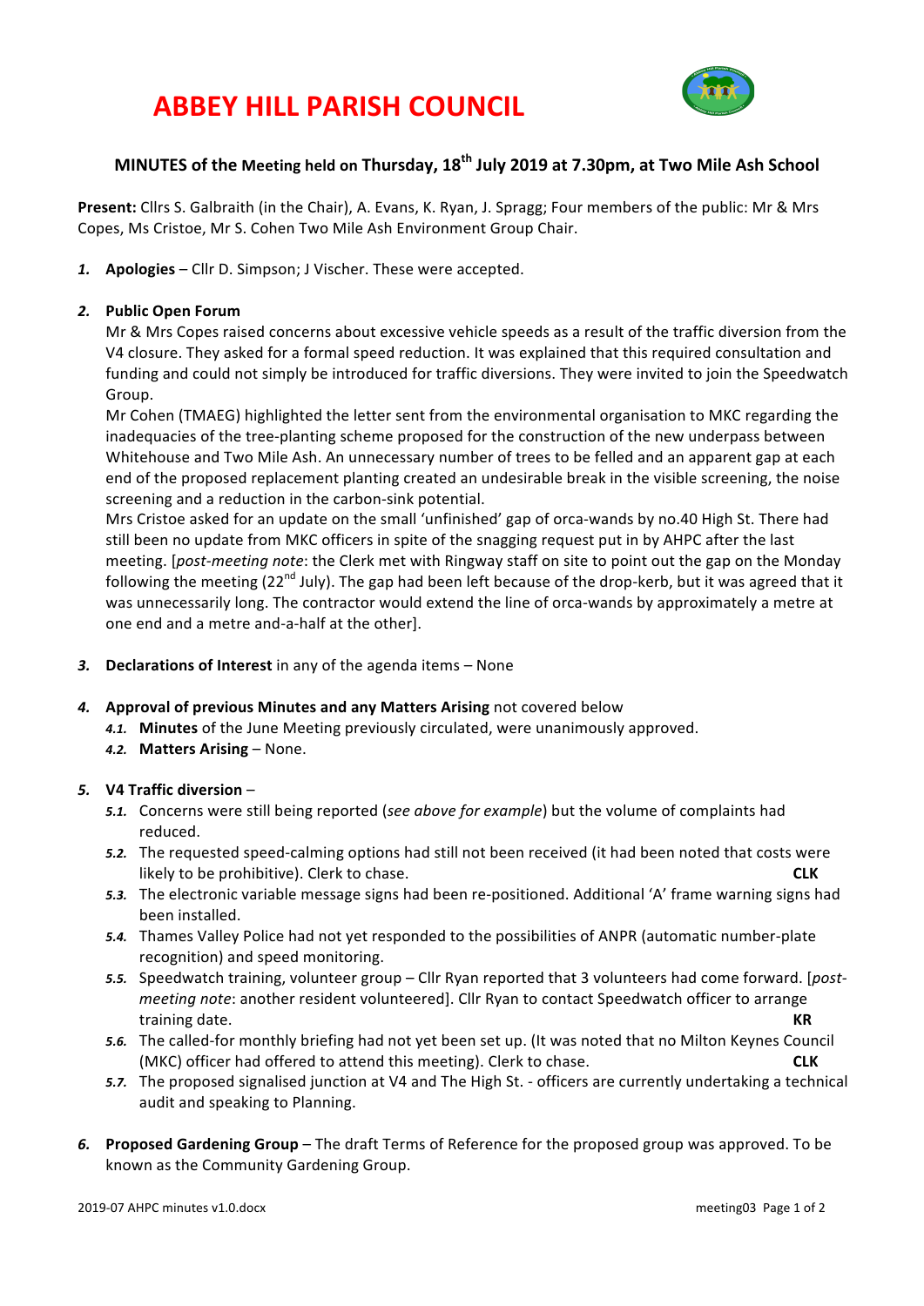# ABBEY HILL PARISH COUNCIL

## MINUTES of the Meeting held on Thursday, 18th July 2019 at 7.30pm, at Two Mile Ash School

**Present:** Cllrs S. Galbraith (in the Chair), A. Evans, K. Ryan, J. Spragg; Four members of the public: Mr & Mrs Copes, Ms Cristoe, Mr S. Cohen Two Mile Ash Environment Group Chair.

1. **Apologies** – Cllr D. Simpson; J Vischer. These were accepted.

2. **Public Open Forum**
   Mr & Mrs Copes raised concerns about excessive vehicle speeds as a result of the traffic diversion from the V4 closure. They asked for a formal speed reduction. It was explained that this required consultation and funding and could not simply be introduced for traffic diversions. They were invited to join the Speedwatch Group.
   Mr Cohen (TMAEG) highlighted the letter sent from the environmental organisation to MKC regarding the inadequacies of the tree-planting scheme proposed for the construction of the new underpass between Whitehouse and Two Mile Ash. An unnecessary number of trees to be felled and an apparent gap at each end of the proposed replacement planting created an undesirable break in the visible screening, the noise screening and a reduction in the carbon-sink potential.
   Mrs Cristoe asked for an update on the small 'unfinished' gap of orca-wands by no.40 High St. There had still been no update from MKC officers in spite of the snagging request put in by AHPC after the last meeting. [*post-meeting note*: the Clerk met with Ringway staff on site to point out the gap on the Monday following the meeting (22nd July). The gap had been left because of the drop-kerb, but it was agreed that it was unnecessarily long. The contractor would extend the line of orca-wands by approximately a metre at one end and a metre and-a-half at the other].

3. **Declarations of Interest** in any of the agenda items – None

4. **Approval of previous Minutes and any Matters Arising** not covered below
   4.1. **Minutes** of the June Meeting previously circulated, were unanimously approved.
   4.2. **Matters Arising** – None.

5. **V4 Traffic diversion** –
   5.1. Concerns were still being reported (*see above for example*) but the volume of complaints had reduced.
   5.2. The requested speed-calming options had still not been received (it had been noted that costs were likely to be prohibitive). Clerk to chase. **CLK**
   5.3. The electronic variable message signs had been re-positioned. Additional 'A' frame warning signs had been installed.
   5.4. Thames Valley Police had not yet responded to the possibilities of ANPR (automatic number-plate recognition) and speed monitoring.
   5.5. Speedwatch training, volunteer group – Cllr Ryan reported that 3 volunteers had come forward. [*post-meeting note*: another resident volunteered]. Cllr Ryan to contact Speedwatch officer to arrange training date. **KR**
   5.6. The called-for monthly briefing had not yet been set up. (It was noted that no Milton Keynes Council (MKC) officer had offered to attend this meeting). Clerk to chase. **CLK**
   5.7. The proposed signalised junction at V4 and The High St. - officers are currently undertaking a technical audit and speaking to Planning.

6. **Proposed Gardening Group** – The draft Terms of Reference for the proposed group was approved. To be known as the Community Gardening Group.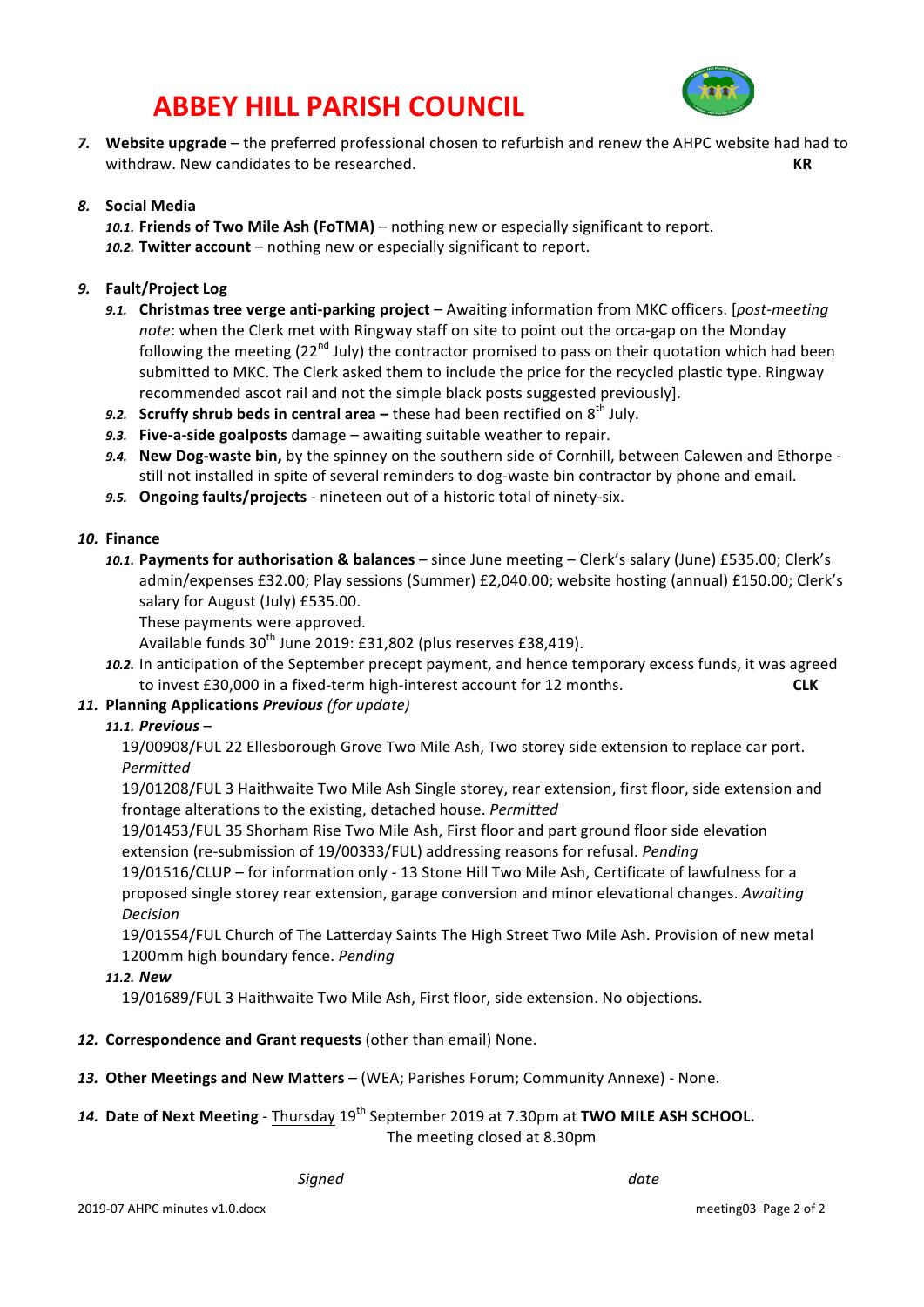# ABBEY HILL PARISH COUNCIL

7. **Website upgrade** – the preferred professional chosen to refurbish and renew the AHPC website had had to withdraw. New candidates to be researched. **KR**

8. **Social Media**
   *10.1.* **Friends of Two Mile Ash (FoTMA)** – nothing new or especially significant to report.
   *10.2.* **Twitter account** – nothing new or especially significant to report.

9. **Fault/Project Log**
   *9.1.* **Christmas tree verge anti-parking project** – Awaiting information from MKC officers. [*post-meeting note*: when the Clerk met with Ringway staff on site to point out the orca-gap on the Monday following the meeting (22nd July) the contractor promised to pass on their quotation which had been submitted to MKC. The Clerk asked them to include the price for the recycled plastic type. Ringway recommended ascot rail and not the simple black posts suggested previously].
   *9.2.* **Scruffy shrub beds in central area –** these had been rectified on 8th July.
   *9.3.* **Five-a-side goalposts** damage – awaiting suitable weather to repair.
   *9.4.* **New Dog-waste bin,** by the spinney on the southern side of Cornhill, between Calewen and Ethorpe - still not installed in spite of several reminders to dog-waste bin contractor by phone and email.
   *9.5.* **Ongoing faults/projects** - nineteen out of a historic total of ninety-six.

10. **Finance**
    *10.1.* **Payments for authorisation & balances** – since June meeting – Clerk's salary (June) £535.00; Clerk's admin/expenses £32.00; Play sessions (Summer) £2,040.00; website hosting (annual) £150.00; Clerk's salary for August (July) £535.00.
    These payments were approved.
    Available funds 30th June 2019: £31,802 (plus reserves £38,419).
    *10.2.* In anticipation of the September precept payment, and hence temporary excess funds, it was agreed to invest £30,000 in a fixed-term high-interest account for 12 months. **CLK**

11. **Planning Applications** ***Previous*** *(for update)*
    *11.1.* ***Previous*** –
    19/00908/FUL 22 Ellesborough Grove Two Mile Ash, Two storey side extension to replace car port. *Permitted*
    19/01208/FUL 3 Haithwaite Two Mile Ash Single storey, rear extension, first floor, side extension and frontage alterations to the existing, detached house. *Permitted*
    19/01453/FUL 35 Shorham Rise Two Mile Ash, First floor and part ground floor side elevation extension (re-submission of 19/00333/FUL) addressing reasons for refusal. *Pending*
    19/01516/CLUP – for information only - 13 Stone Hill Two Mile Ash, Certificate of lawfulness for a proposed single storey rear extension, garage conversion and minor elevational changes. *Awaiting Decision*
    19/01554/FUL Church of The Latterday Saints The High Street Two Mile Ash. Provision of new metal 1200mm high boundary fence. *Pending*
    *11.2.* ***New***
    19/01689/FUL 3 Haithwaite Two Mile Ash, First floor, side extension. No objections.

12. **Correspondence and Grant requests** (other than email) None.

13. **Other Meetings and New Matters** – (WEA; Parishes Forum; Community Annexe) - None.

14. **Date of Next Meeting** - Thursday 19th September 2019 at 7.30pm at **TWO MILE ASH SCHOOL.**

The meeting closed at 8.30pm

*Signed* *date*